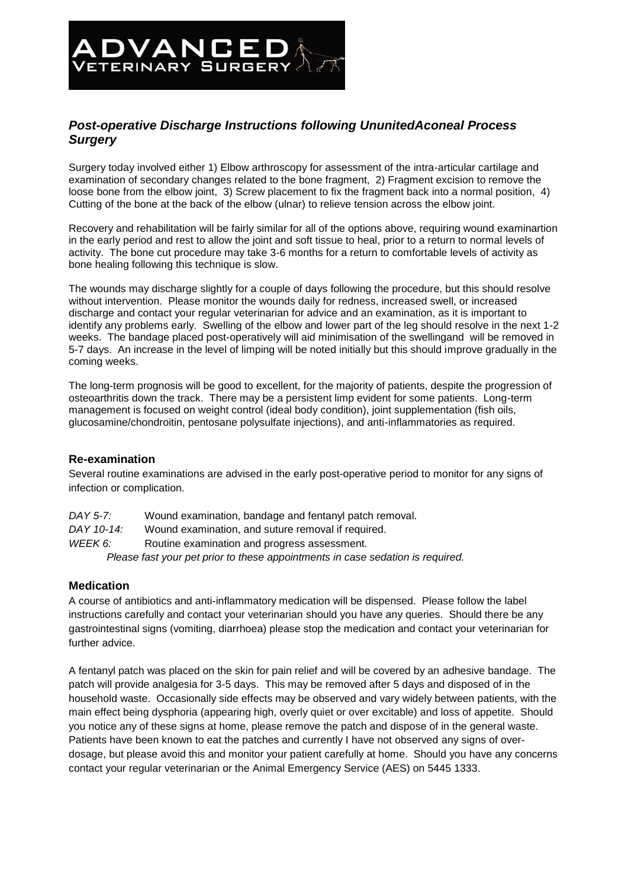# ADVANCED VETERINARY SURGERY

## *Post-operative Discharge Instructions following UnunitedAconeal Process Surgery*

Surgery today involved either 1) Elbow arthroscopy for assessment of the intra-articular cartilage and examination of secondary changes related to the bone fragment, 2) Fragment excision to remove the loose bone from the elbow joint, 3) Screw placement to fix the fragment back into a normal position, 4) Cutting of the bone at the back of the elbow (ulnar) to relieve tension across the elbow joint.

Recovery and rehabilitation will be fairly similar for all of the options above, requiring wound examinartion in the early period and rest to allow the joint and soft tissue to heal, prior to a return to normal levels of activity. The bone cut procedure may take 3-6 months for a return to comfortable levels of activity as bone healing following this technique is slow.

The wounds may discharge slightly for a couple of days following the procedure, but this should resolve without intervention. Please monitor the wounds daily for redness, increased swell, or increased discharge and contact your regular veterinarian for advice and an examination, as it is important to identify any problems early. Swelling of the elbow and lower part of the leg should resolve in the next 1-2 weeks. The bandage placed post-operatively will aid minimisation of the swellingand will be removed in 5-7 days. An increase in the level of limping will be noted initially but this should improve gradually in the coming weeks.

The long-term prognosis will be good to excellent, for the majority of patients, despite the progression of osteoarthritis down the track. There may be a persistent limp evident for some patients. Long-term management is focused on weight control (ideal body condition), joint supplementation (fish oils, glucosamine/chondroitin, pentosane polysulfate injections), and anti-inflammatories as required.

### Re-examination

Several routine examinations are advised in the early post-operative period to monitor for any signs of infection or complication.

*DAY 5-7:* Wound examination, bandage and fentanyl patch removal.

*DAY 10-14:* Wound examination, and suture removal if required.

*WEEK 6:* Routine examination and progress assessment.

*Please fast your pet prior to these appointments in case sedation is required.*

### Medication

A course of antibiotics and anti-inflammatory medication will be dispensed. Please follow the label instructions carefully and contact your veterinarian should you have any queries. Should there be any gastrointestinal signs (vomiting, diarrhoea) please stop the medication and contact your veterinarian for further advice.

A fentanyl patch was placed on the skin for pain relief and will be covered by an adhesive bandage. The patch will provide analgesia for 3-5 days. This may be removed after 5 days and disposed of in the household waste. Occasionally side effects may be observed and vary widely between patients, with the main effect being dysphoria (appearing high, overly quiet or over excitable) and loss of appetite. Should you notice any of these signs at home, please remove the patch and dispose of in the general waste. Patients have been known to eat the patches and currently I have not observed any signs of over-dosage, but please avoid this and monitor your patient carefully at home. Should you have any concerns contact your regular veterinarian or the Animal Emergency Service (AES) on 5445 1333.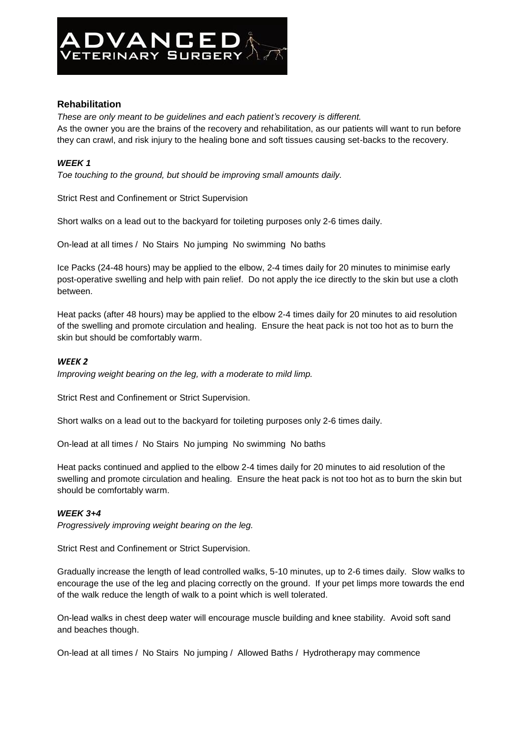## Rehabilitation

*These are only meant to be guidelines and each patient's recovery is different.*

As the owner you are the brains of the recovery and rehabilitation, as our patients will want to run before they can crawl, and risk injury to the healing bone and soft tissues causing set-backs to the recovery.

### *WEEK 1*

*Toe touching to the ground, but should be improving small amounts daily.*

Strict Rest and Confinement or Strict Supervision

Short walks on a lead out to the backyard for toileting purposes only 2-6 times daily.

On-lead at all times / No Stairs No jumping No swimming No baths

Ice Packs (24-48 hours) may be applied to the elbow, 2-4 times daily for 20 minutes to minimise early post-operative swelling and help with pain relief. Do not apply the ice directly to the skin but use a cloth between.

Heat packs (after 48 hours) may be applied to the elbow 2-4 times daily for 20 minutes to aid resolution of the swelling and promote circulation and healing. Ensure the heat pack is not too hot as to burn the skin but should be comfortably warm.

### *WEEK 2*

*Improving weight bearing on the leg, with a moderate to mild limp.*

Strict Rest and Confinement or Strict Supervision.

Short walks on a lead out to the backyard for toileting purposes only 2-6 times daily.

On-lead at all times / No Stairs No jumping No swimming No baths

Heat packs continued and applied to the elbow 2-4 times daily for 20 minutes to aid resolution of the swelling and promote circulation and healing. Ensure the heat pack is not too hot as to burn the skin but should be comfortably warm.

### *WEEK 3+4*

*Progressively improving weight bearing on the leg.*

Strict Rest and Confinement or Strict Supervision.

Gradually increase the length of lead controlled walks, 5-10 minutes, up to 2-6 times daily. Slow walks to encourage the use of the leg and placing correctly on the ground. If your pet limps more towards the end of the walk reduce the length of walk to a point which is well tolerated.

On-lead walks in chest deep water will encourage muscle building and knee stability. Avoid soft sand and beaches though.

On-lead at all times / No Stairs No jumping / Allowed Baths / Hydrotherapy may commence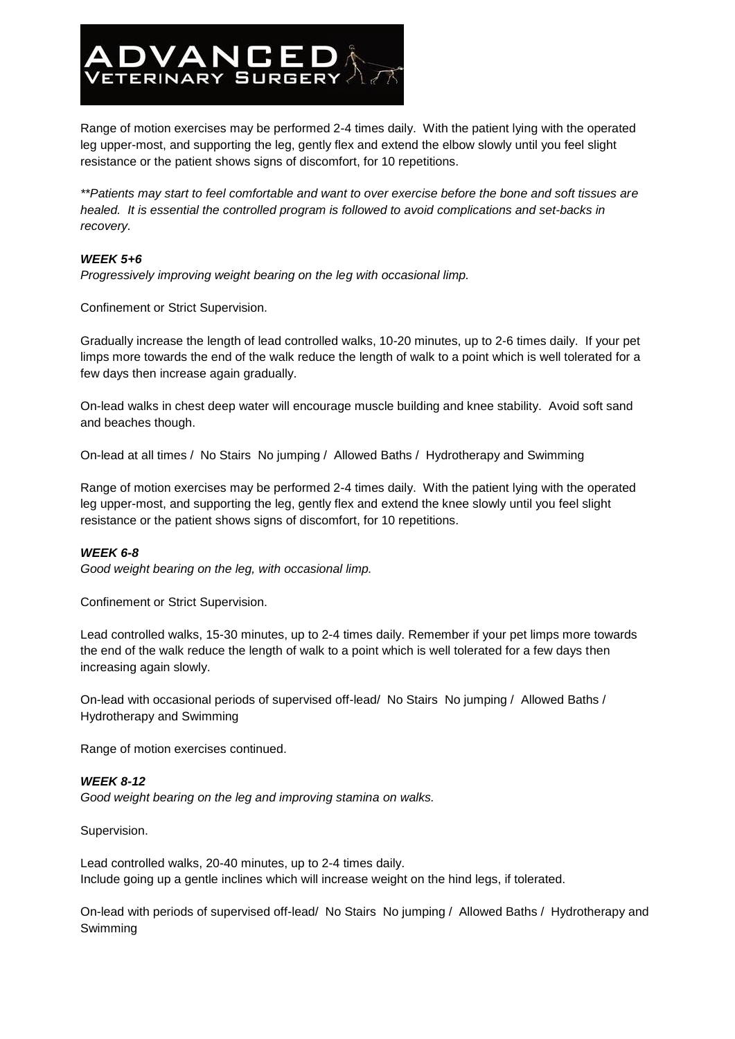Range of motion exercises may be performed 2-4 times daily. With the patient lying with the operated leg upper-most, and supporting the leg, gently flex and extend the elbow slowly until you feel slight resistance or the patient shows signs of discomfort, for 10 repetitions.

***Patients may start to feel comfortable and want to over exercise before the bone and soft tissues are healed. It is essential the controlled program is followed to avoid complications and set-backs in recovery.*

***WEEK 5+6***

*Progressively improving weight bearing on the leg with occasional limp.*

Confinement or Strict Supervision.

Gradually increase the length of lead controlled walks, 10-20 minutes, up to 2-6 times daily. If your pet limps more towards the end of the walk reduce the length of walk to a point which is well tolerated for a few days then increase again gradually.

On-lead walks in chest deep water will encourage muscle building and knee stability. Avoid soft sand and beaches though.

On-lead at all times / No Stairs No jumping / Allowed Baths / Hydrotherapy and Swimming

Range of motion exercises may be performed 2-4 times daily. With the patient lying with the operated leg upper-most, and supporting the leg, gently flex and extend the knee slowly until you feel slight resistance or the patient shows signs of discomfort, for 10 repetitions.

***WEEK 6-8***

*Good weight bearing on the leg, with occasional limp.*

Confinement or Strict Supervision.

Lead controlled walks, 15-30 minutes, up to 2-4 times daily. Remember if your pet limps more towards the end of the walk reduce the length of walk to a point which is well tolerated for a few days then increasing again slowly.

On-lead with occasional periods of supervised off-lead/ No Stairs No jumping / Allowed Baths / Hydrotherapy and Swimming

Range of motion exercises continued.

***WEEK 8-12***

*Good weight bearing on the leg and improving stamina on walks.*

Supervision.

Lead controlled walks, 20-40 minutes, up to 2-4 times daily.
Include going up a gentle inclines which will increase weight on the hind legs, if tolerated.

On-lead with periods of supervised off-lead/ No Stairs No jumping / Allowed Baths / Hydrotherapy and Swimming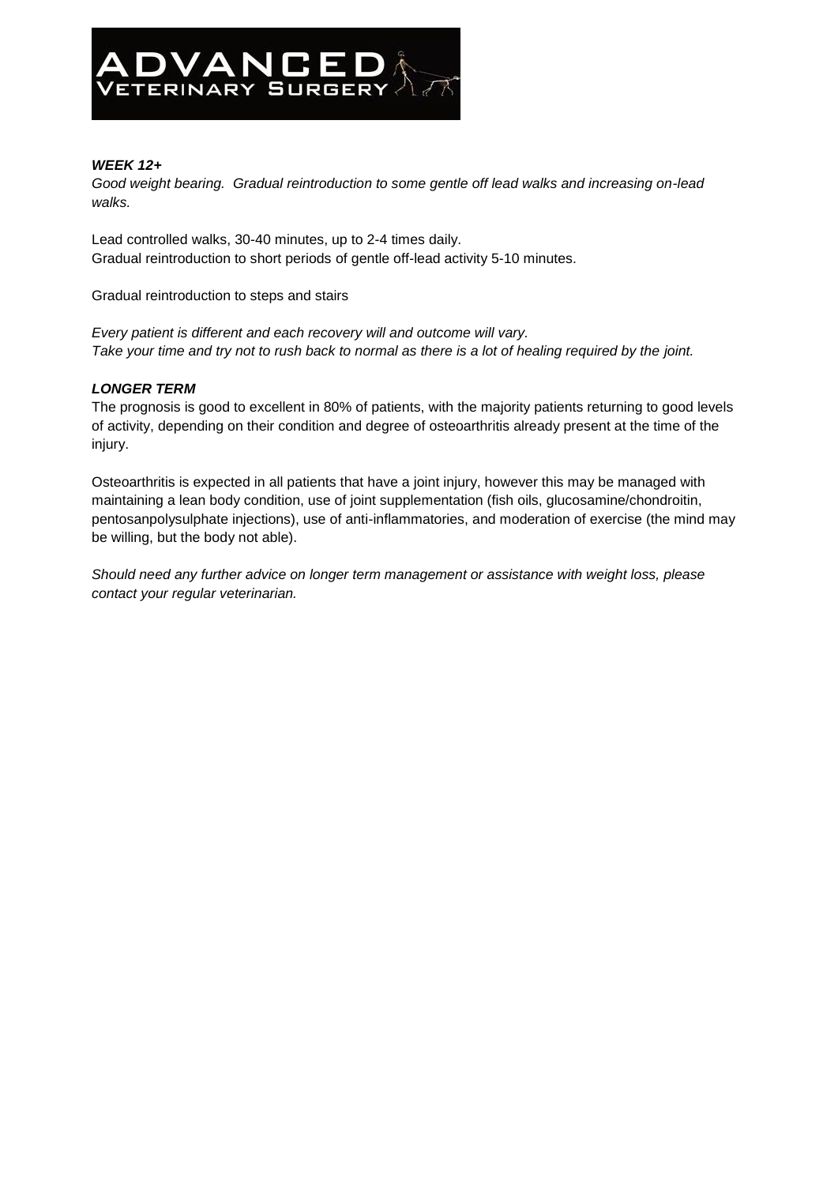***WEEK 12+***

*Good weight bearing. Gradual reintroduction to some gentle off lead walks and increasing on-lead walks.*

Lead controlled walks, 30-40 minutes, up to 2-4 times daily.
Gradual reintroduction to short periods of gentle off-lead activity 5-10 minutes.

Gradual reintroduction to steps and stairs

*Every patient is different and each recovery will and outcome will vary.*
*Take your time and try not to rush back to normal as there is a lot of healing required by the joint.*

***LONGER TERM***

The prognosis is good to excellent in 80% of patients, with the majority patients returning to good levels of activity, depending on their condition and degree of osteoarthritis already present at the time of the injury.

Osteoarthritis is expected in all patients that have a joint injury, however this may be managed with maintaining a lean body condition, use of joint supplementation (fish oils, glucosamine/chondroitin, pentosanpolysulphate injections), use of anti-inflammatories, and moderation of exercise (the mind may be willing, but the body not able).

*Should need any further advice on longer term management or assistance with weight loss, please contact your regular veterinarian.*